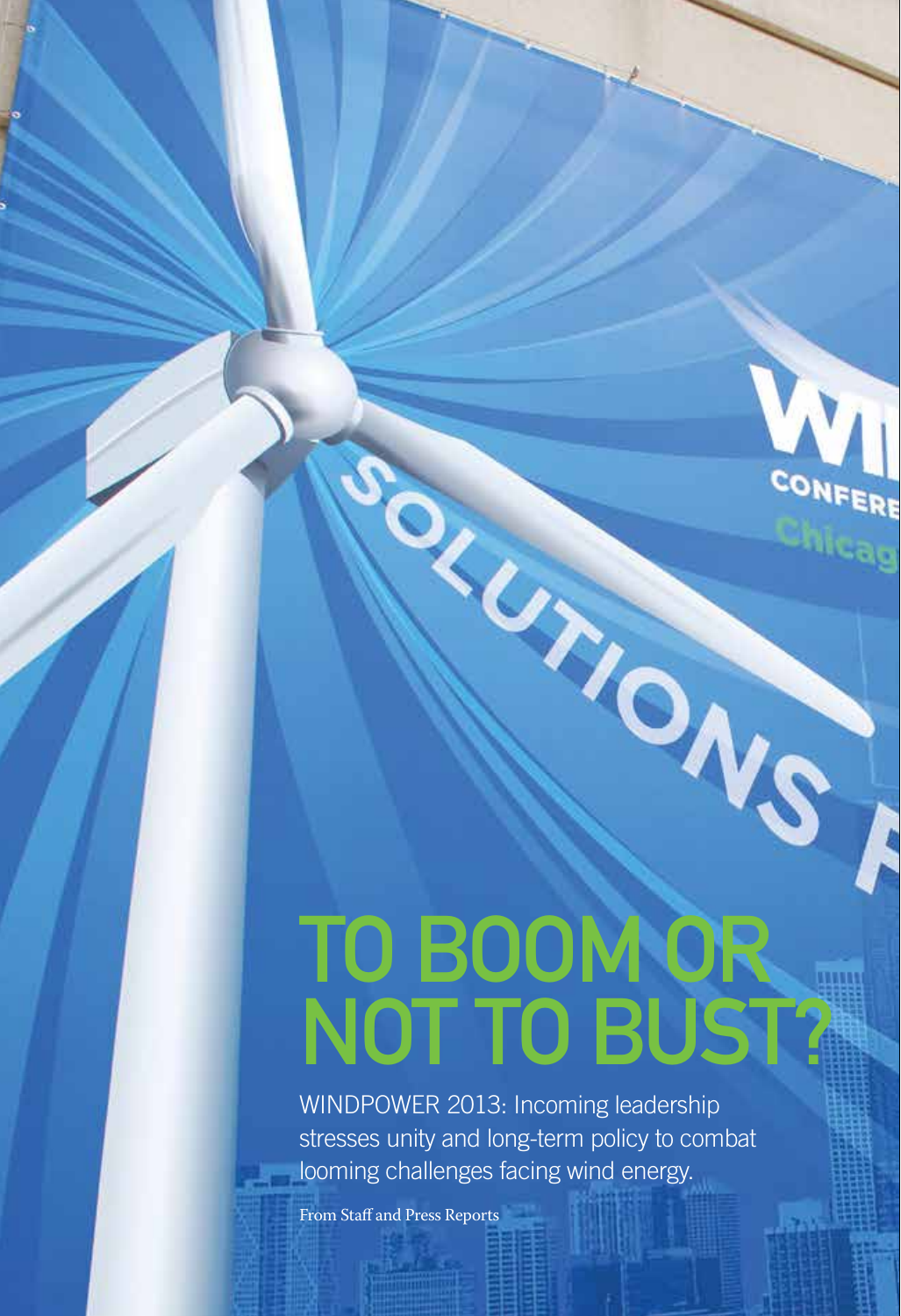# TO BOOM OR NOT TO BUST?

WINDPOWER 2013: Incoming leadership stresses unity and long-term policy to combat looming challenges facing wind energy.

From Staff and Press Reports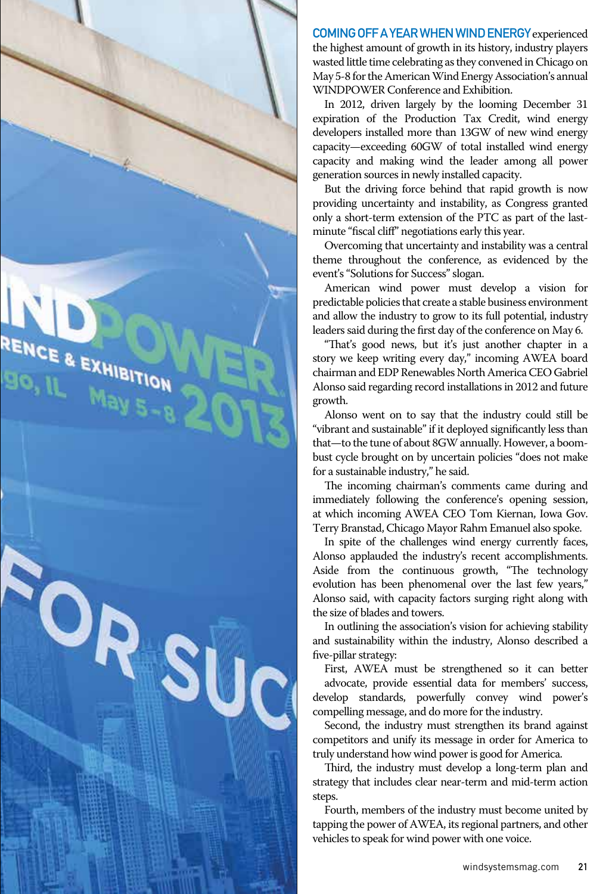**COMING OFF A YEAR WHEN WIND ENERGY** experienced the highest amount of growth in its history, industry players wasted little time celebrating as they convened in Chicago on May 5-8 for the American Wind Energy Association's annual WINDPOWER Conference and Exhibition.

In 2012, driven largely by the looming December 31 expiration of the Production Tax Credit, wind energy developers installed more than 13GW of new wind energy capacity—exceeding 60GW of total installed wind energy capacity and making wind the leader among all power generation sources in newly installed capacity.

But the driving force behind that rapid growth is now providing uncertainty and instability, as Congress granted only a short-term extension of the PTC as part of the last-minute "fiscal cliff" negotiations early this year.

Overcoming that uncertainty and instability was a central theme throughout the conference, as evidenced by the event's "Solutions for Success" slogan.

American wind power must develop a vision for predictable policies that create a stable business environment and allow the industry to grow to its full potential, industry leaders said during the first day of the conference on May 6.

"That's good news, but it's just another chapter in a story we keep writing every day," incoming AWEA board chairman and EDP Renewables North America CEO Gabriel Alonso said regarding record installations in 2012 and future growth.

Alonso went on to say that the industry could still be "vibrant and sustainable" if it deployed significantly less than that—to the tune of about 8GW annually. However, a boom-bust cycle brought on by uncertain policies "does not make for a sustainable industry," he said.

The incoming chairman's comments came during and immediately following the conference's opening session, at which incoming AWEA CEO Tom Kiernan, Iowa Gov. Terry Branstad, Chicago Mayor Rahm Emanuel also spoke.

In spite of the challenges wind energy currently faces, Alonso applauded the industry's recent accomplishments. Aside from the continuous growth, "The technology evolution has been phenomenal over the last few years," Alonso said, with capacity factors surging right along with the size of blades and towers.

In outlining the association's vision for achieving stability and sustainability within the industry, Alonso described a five-pillar strategy:

First, AWEA must be strengthened so it can better advocate, provide essential data for members' success, develop standards, powerfully convey wind power's compelling message, and do more for the industry.

Second, the industry must strengthen its brand against competitors and unify its message in order for America to truly understand how wind power is good for America.

Third, the industry must develop a long-term plan and strategy that includes clear near-term and mid-term action steps.

Fourth, members of the industry must become united by tapping the power of AWEA, its regional partners, and other vehicles to speak for wind power with one voice.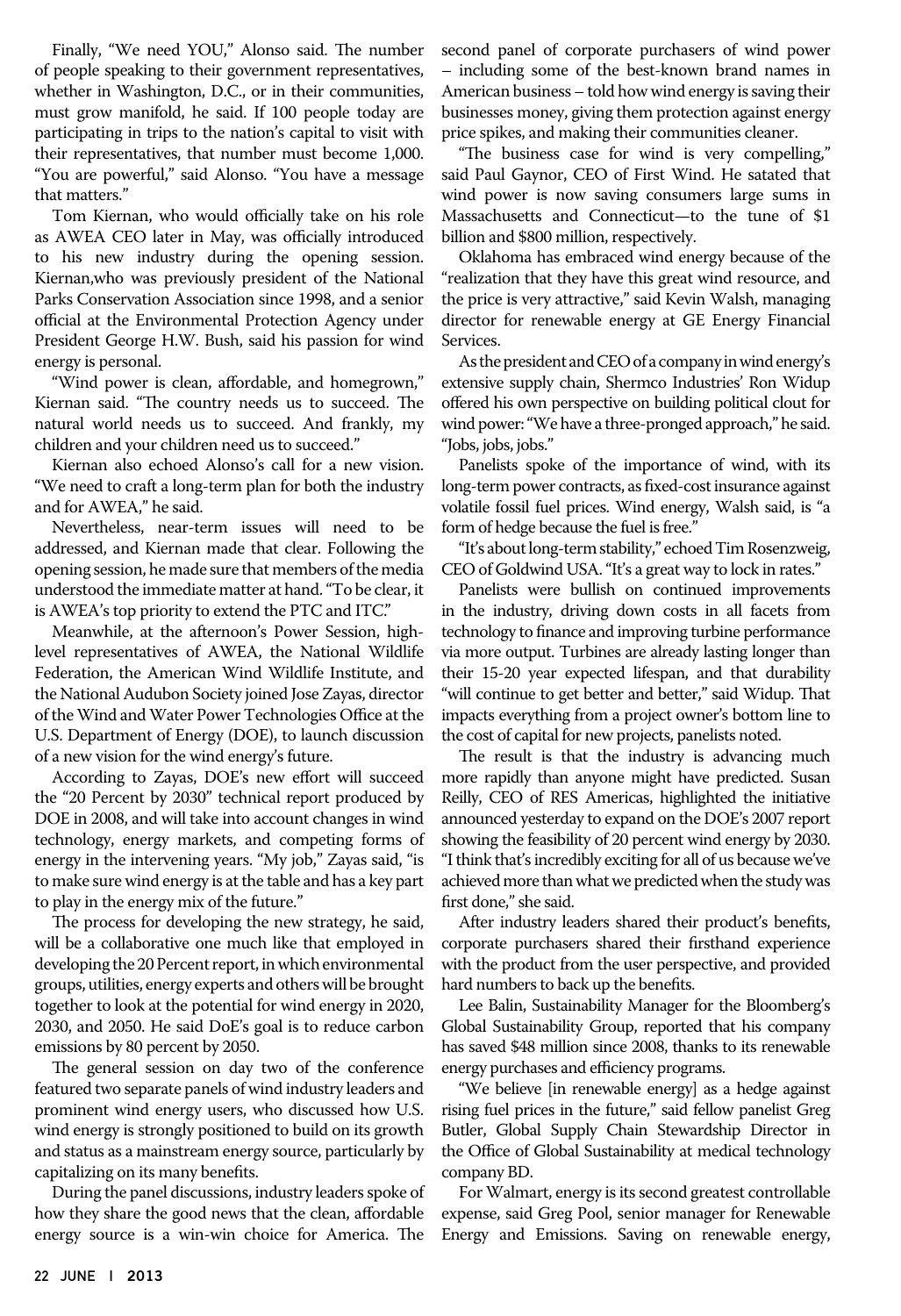Finally, "We need YOU," Alonso said. The number of people speaking to their government representatives, whether in Washington, D.C., or in their communities, must grow manifold, he said. If 100 people today are participating in trips to the nation's capital to visit with their representatives, that number must become 1,000. "You are powerful," said Alonso. "You have a message that matters."

Tom Kiernan, who would officially take on his role as AWEA CEO later in May, was officially introduced to his new industry during the opening session. Kiernan,who was previously president of the National Parks Conservation Association since 1998, and a senior official at the Environmental Protection Agency under President George H.W. Bush, said his passion for wind energy is personal.

"Wind power is clean, affordable, and homegrown," Kiernan said. "The country needs us to succeed. The natural world needs us to succeed. And frankly, my children and your children need us to succeed."

Kiernan also echoed Alonso's call for a new vision. "We need to craft a long-term plan for both the industry and for AWEA," he said.

Nevertheless, near-term issues will need to be addressed, and Kiernan made that clear. Following the opening session, he made sure that members of the media understood the immediate matter at hand. "To be clear, it is AWEA's top priority to extend the PTC and ITC."

Meanwhile, at the afternoon's Power Session, high-level representatives of AWEA, the National Wildlife Federation, the American Wind Wildlife Institute, and the National Audubon Society joined Jose Zayas, director of the Wind and Water Power Technologies Office at the U.S. Department of Energy (DOE), to launch discussion of a new vision for the wind energy's future.

According to Zayas, DOE's new effort will succeed the "20 Percent by 2030" technical report produced by DOE in 2008, and will take into account changes in wind technology, energy markets, and competing forms of energy in the intervening years. "My job," Zayas said, "is to make sure wind energy is at the table and has a key part to play in the energy mix of the future."

The process for developing the new strategy, he said, will be a collaborative one much like that employed in developing the 20 Percent report, in which environmental groups, utilities, energy experts and others will be brought together to look at the potential for wind energy in 2020, 2030, and 2050. He said DoE's goal is to reduce carbon emissions by 80 percent by 2050.

The general session on day two of the conference featured two separate panels of wind industry leaders and prominent wind energy users, who discussed how U.S. wind energy is strongly positioned to build on its growth and status as a mainstream energy source, particularly by capitalizing on its many benefits.

During the panel discussions, industry leaders spoke of how they share the good news that the clean, affordable energy source is a win-win choice for America. The second panel of corporate purchasers of wind power – including some of the best-known brand names in American business – told how wind energy is saving their businesses money, giving them protection against energy price spikes, and making their communities cleaner.

"The business case for wind is very compelling," said Paul Gaynor, CEO of First Wind. He satated that wind power is now saving consumers large sums in Massachusetts and Connecticut—to the tune of $1 billion and $800 million, respectively.

Oklahoma has embraced wind energy because of the "realization that they have this great wind resource, and the price is very attractive," said Kevin Walsh, managing director for renewable energy at GE Energy Financial Services.

As the president and CEO of a company in wind energy's extensive supply chain, Shermco Industries' Ron Widup offered his own perspective on building political clout for wind power: "We have a three-pronged approach," he said. "Jobs, jobs, jobs."

Panelists spoke of the importance of wind, with its long-term power contracts, as fixed-cost insurance against volatile fossil fuel prices. Wind energy, Walsh said, is "a form of hedge because the fuel is free."

"It's about long-term stability," echoed Tim Rosenzweig, CEO of Goldwind USA. "It's a great way to lock in rates."

Panelists were bullish on continued improvements in the industry, driving down costs in all facets from technology to finance and improving turbine performance via more output. Turbines are already lasting longer than their 15-20 year expected lifespan, and that durability "will continue to get better and better," said Widup. That impacts everything from a project owner's bottom line to the cost of capital for new projects, panelists noted.

The result is that the industry is advancing much more rapidly than anyone might have predicted. Susan Reilly, CEO of RES Americas, highlighted the initiative announced yesterday to expand on the DOE's 2007 report showing the feasibility of 20 percent wind energy by 2030. "I think that's incredibly exciting for all of us because we've achieved more than what we predicted when the study was first done," she said.

After industry leaders shared their product's benefits, corporate purchasers shared their firsthand experience with the product from the user perspective, and provided hard numbers to back up the benefits.

Lee Balin, Sustainability Manager for the Bloomberg's Global Sustainability Group, reported that his company has saved $48 million since 2008, thanks to its renewable energy purchases and efficiency programs.

"We believe [in renewable energy] as a hedge against rising fuel prices in the future," said fellow panelist Greg Butler, Global Supply Chain Stewardship Director in the Office of Global Sustainability at medical technology company BD.

For Walmart, energy is its second greatest controllable expense, said Greg Pool, senior manager for Renewable Energy and Emissions. Saving on renewable energy,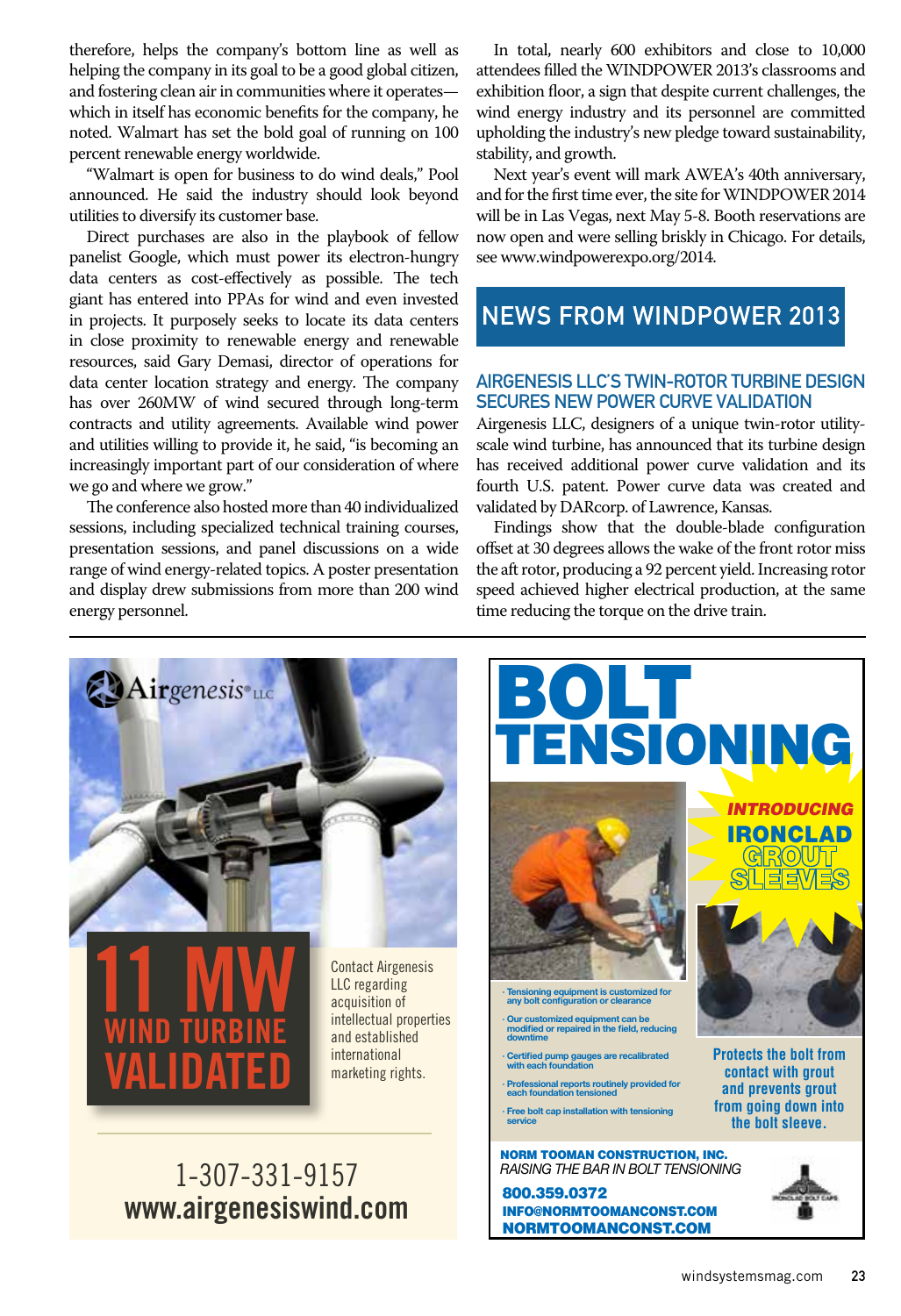therefore, helps the company's bottom line as well as helping the company in its goal to be a good global citizen, and fostering clean air in communities where it operates—which in itself has economic benefits for the company, he noted. Walmart has set the bold goal of running on 100 percent renewable energy worldwide.

"Walmart is open for business to do wind deals," Pool announced. He said the industry should look beyond utilities to diversify its customer base.

Direct purchases are also in the playbook of fellow panelist Google, which must power its electron-hungry data centers as cost-effectively as possible. The tech giant has entered into PPAs for wind and even invested in projects. It purposely seeks to locate its data centers in close proximity to renewable energy and renewable resources, said Gary Demasi, director of operations for data center location strategy and energy. The company has over 260MW of wind secured through long-term contracts and utility agreements. Available wind power and utilities willing to provide it, he said, "is becoming an increasingly important part of our consideration of where we go and where we grow."

The conference also hosted more than 40 individualized sessions, including specialized technical training courses, presentation sessions, and panel discussions on a wide range of wind energy-related topics. A poster presentation and display drew submissions from more than 200 wind energy personnel.

In total, nearly 600 exhibitors and close to 10,000 attendees filled the WINDPOWER 2013's classrooms and exhibition floor, a sign that despite current challenges, the wind energy industry and its personnel are committed upholding the industry's new pledge toward sustainability, stability, and growth.

Next year's event will mark AWEA's 40th anniversary, and for the first time ever, the site for WINDPOWER 2014 will be in Las Vegas, next May 5-8. Booth reservations are now open and were selling briskly in Chicago. For details, see www.windpowerexpo.org/2014.

## NEWS FROM WINDPOWER 2013

### AIRGENESIS LLC'S TWIN-ROTOR TURBINE DESIGN SECURES NEW POWER CURVE VALIDATION

Airgenesis LLC, designers of a unique twin-rotor utility-scale wind turbine, has announced that its turbine design has received additional power curve validation and its fourth U.S. patent. Power curve data was created and validated by DARcorp. of Lawrence, Kansas.

Findings show that the double-blade configuration offset at 30 degrees allows the wake of the front rotor miss the aft rotor, producing a 92 percent yield. Increasing rotor speed achieved higher electrical production, at the same time reducing the torque on the drive train.

---

**Airgenesis® LLC**

**11 MW WIND TURBINE VALIDATED**

Contact Airgenesis LLC regarding acquisition of intellectual properties and established international marketing rights.

1-307-331-9157
**www.airgenesiswind.com**

---

**BOLT TENSIONING**

*INTRODUCING* **IRONCLAD GROUT SLEEVES**

- Tensioning equipment is customized for any bolt configuration or clearance
- Our customized equipment can be modified or repaired in the field, reducing downtime
- Certified pump gauges are recalibrated with each foundation
- Professional reports routinely provided for each foundation tensioned
- Free bolt cap installation with tensioning service

**Protects the bolt from contact with grout and prevents grout from going down into the bolt sleeve.**

**NORM TOOMAN CONSTRUCTION, INC.**
*RAISING THE BAR IN BOLT TENSIONING*
**800.359.0372**
**INFO@NORMTOOMANCONST.COM**
**NORMTOOMANCONST.COM**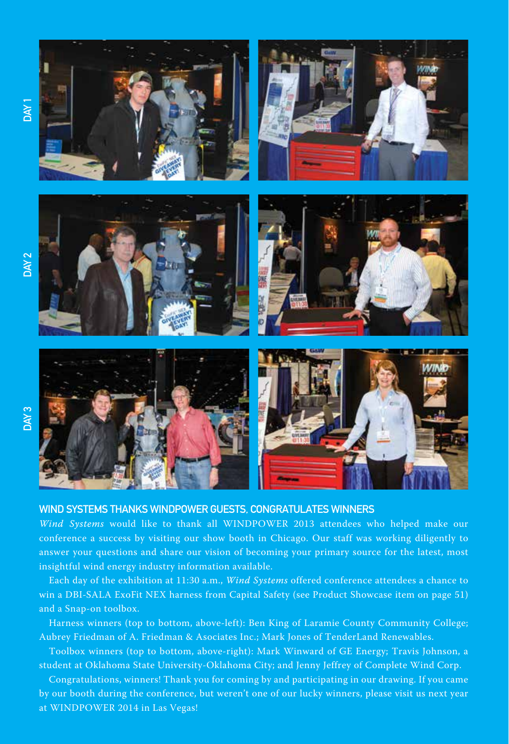DAY 1

DAY 2

DAY 3

## WIND SYSTEMS THANKS WINDPOWER GUESTS, CONGRATULATES WINNERS

*Wind Systems* would like to thank all WINDPOWER 2013 attendees who helped make our conference a success by visiting our show booth in Chicago. Our staff was working diligently to answer your questions and share our vision of becoming your primary source for the latest, most insightful wind energy industry information available.

Each day of the exhibition at 11:30 a.m., *Wind Systems* offered conference attendees a chance to win a DBI-SALA ExoFit NEX harness from Capital Safety (see Product Showcase item on page 51) and a Snap-on toolbox.

Harness winners (top to bottom, above-left): Ben King of Laramie County Community College; Aubrey Friedman of A. Friedman & Asociates Inc.; Mark Jones of TenderLand Renewables.

Toolbox winners (top to bottom, above-right): Mark Winward of GE Energy; Travis Johnson, a student at Oklahoma State University-Oklahoma City; and Jenny Jeffrey of Complete Wind Corp.

Congratulations, winners! Thank you for coming by and participating in our drawing. If you came by our booth during the conference, but weren't one of our lucky winners, please visit us next year at WINDPOWER 2014 in Las Vegas!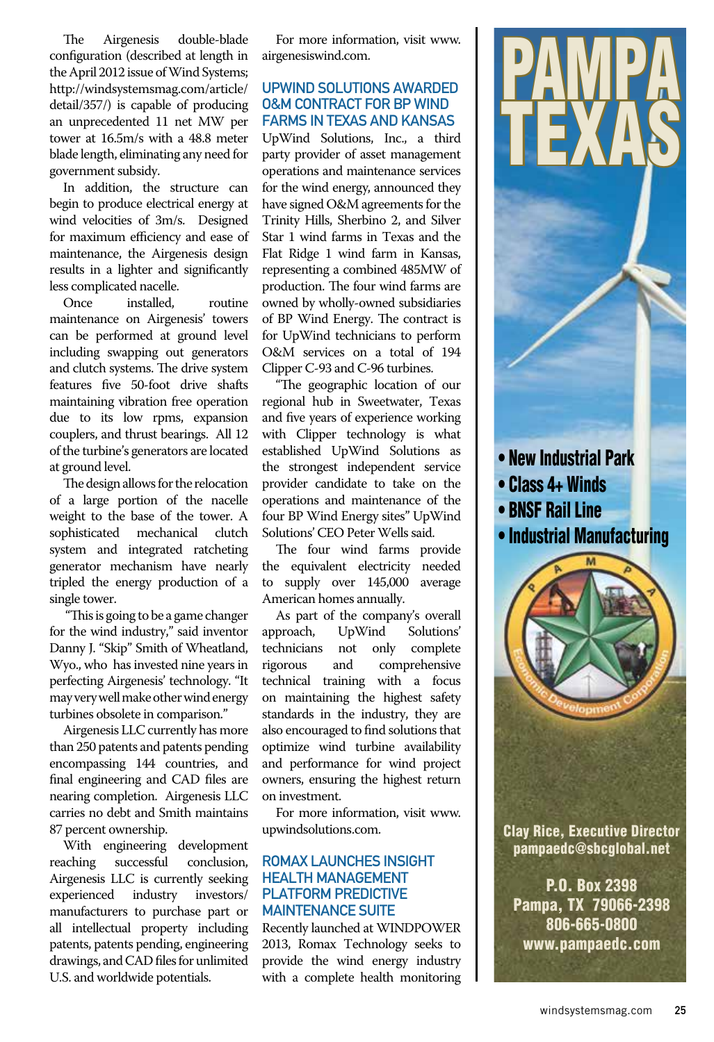The Airgenesis double-blade configuration (described at length in the April 2012 issue of Wind Systems; http://windsystemsmag.com/article/detail/357/) is capable of producing an unprecedented 11 net MW per tower at 16.5m/s with a 48.8 meter blade length, eliminating any need for government subsidy.

In addition, the structure can begin to produce electrical energy at wind velocities of 3m/s. Designed for maximum efficiency and ease of maintenance, the Airgenesis design results in a lighter and significantly less complicated nacelle.

Once installed, routine maintenance on Airgenesis' towers can be performed at ground level including swapping out generators and clutch systems. The drive system features five 50-foot drive shafts maintaining vibration free operation due to its low rpms, expansion couplers, and thrust bearings. All 12 of the turbine's generators are located at ground level.

The design allows for the relocation of a large portion of the nacelle weight to the base of the tower. A sophisticated mechanical clutch system and integrated ratcheting generator mechanism have nearly tripled the energy production of a single tower.

"This is going to be a game changer for the wind industry," said inventor Danny J. "Skip" Smith of Wheatland, Wyo., who has invested nine years in perfecting Airgenesis' technology. "It may very well make other wind energy turbines obsolete in comparison."

Airgenesis LLC currently has more than 250 patents and patents pending encompassing 144 countries, and final engineering and CAD files are nearing completion. Airgenesis LLC carries no debt and Smith maintains 87 percent ownership.

With engineering development reaching successful conclusion, Airgenesis LLC is currently seeking experienced industry investors/manufacturers to purchase part or all intellectual property including patents, patents pending, engineering drawings, and CAD files for unlimited U.S. and worldwide potentials.

For more information, visit www.airgenesiswind.com.

## UPWIND SOLUTIONS AWARDED O&M CONTRACT FOR BP WIND FARMS IN TEXAS AND KANSAS

UpWind Solutions, Inc., a third party provider of asset management operations and maintenance services for the wind energy, announced they have signed O&M agreements for the Trinity Hills, Sherbino 2, and Silver Star 1 wind farms in Texas and the Flat Ridge 1 wind farm in Kansas, representing a combined 485MW of production. The four wind farms are owned by wholly-owned subsidiaries of BP Wind Energy. The contract is for UpWind technicians to perform O&M services on a total of 194 Clipper C-93 and C-96 turbines.

"The geographic location of our regional hub in Sweetwater, Texas and five years of experience working with Clipper technology is what established UpWind Solutions as the strongest independent service provider candidate to take on the operations and maintenance of the four BP Wind Energy sites" UpWind Solutions' CEO Peter Wells said.

The four wind farms provide the equivalent electricity needed to supply over 145,000 average American homes annually.

As part of the company's overall approach, UpWind Solutions' technicians not only complete rigorous and comprehensive technical training with a focus on maintaining the highest safety standards in the industry, they are also encouraged to find solutions that optimize wind turbine availability and performance for wind project owners, ensuring the highest return on investment.

For more information, visit www.upwindsolutions.com.

## ROMAX LAUNCHES INSIGHT HEALTH MANAGEMENT PLATFORM PREDICTIVE MAINTENANCE SUITE

Recently launched at WINDPOWER 2013, Romax Technology seeks to provide the wind energy industry with a complete health monitoring

# PAMPA TEXAS

- New Industrial Park
- Class 4+ Winds
- BNSF Rail Line
- Industrial Manufacturing

PAMPA Economic Development Corporation

Clay Rice, Executive Director
pampaedc@sbcglobal.net

P.O. Box 2398
Pampa, TX 79066-2398
806-665-0800
www.pampaedc.com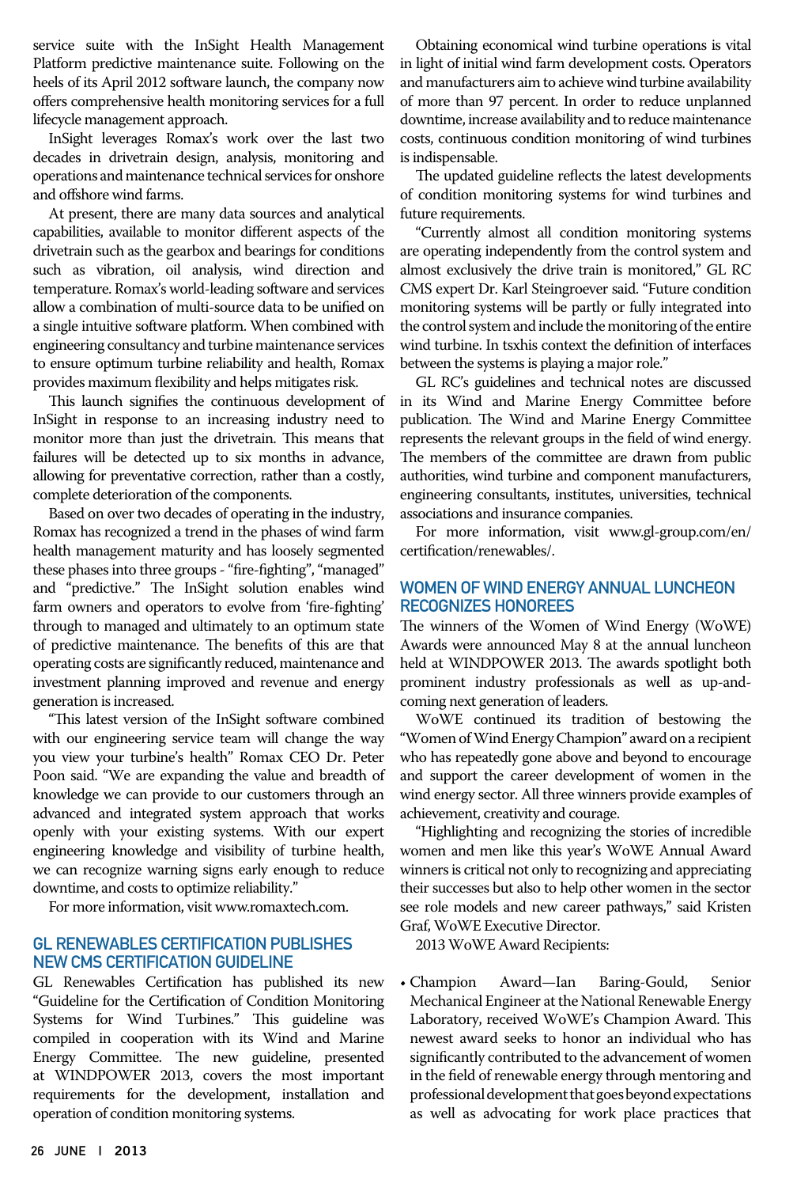service suite with the InSight Health Management Platform predictive maintenance suite. Following on the heels of its April 2012 software launch, the company now offers comprehensive health monitoring services for a full lifecycle management approach.

InSight leverages Romax's work over the last two decades in drivetrain design, analysis, monitoring and operations and maintenance technical services for onshore and offshore wind farms.

At present, there are many data sources and analytical capabilities, available to monitor different aspects of the drivetrain such as the gearbox and bearings for conditions such as vibration, oil analysis, wind direction and temperature. Romax's world-leading software and services allow a combination of multi-source data to be unified on a single intuitive software platform. When combined with engineering consultancy and turbine maintenance services to ensure optimum turbine reliability and health, Romax provides maximum flexibility and helps mitigates risk.

This launch signifies the continuous development of InSight in response to an increasing industry need to monitor more than just the drivetrain. This means that failures will be detected up to six months in advance, allowing for preventative correction, rather than a costly, complete deterioration of the components.

Based on over two decades of operating in the industry, Romax has recognized a trend in the phases of wind farm health management maturity and has loosely segmented these phases into three groups - "fire-fighting", "managed" and "predictive." The InSight solution enables wind farm owners and operators to evolve from 'fire-fighting' through to managed and ultimately to an optimum state of predictive maintenance. The benefits of this are that operating costs are significantly reduced, maintenance and investment planning improved and revenue and energy generation is increased.

"This latest version of the InSight software combined with our engineering service team will change the way you view your turbine's health" Romax CEO Dr. Peter Poon said. "We are expanding the value and breadth of knowledge we can provide to our customers through an advanced and integrated system approach that works openly with your existing systems. With our expert engineering knowledge and visibility of turbine health, we can recognize warning signs early enough to reduce downtime, and costs to optimize reliability."

For more information, visit www.romaxtech.com.

## GL RENEWABLES CERTIFICATION PUBLISHES NEW CMS CERTIFICATION GUIDELINE

GL Renewables Certification has published its new "Guideline for the Certification of Condition Monitoring Systems for Wind Turbines." This guideline was compiled in cooperation with its Wind and Marine Energy Committee. The new guideline, presented at WINDPOWER 2013, covers the most important requirements for the development, installation and operation of condition monitoring systems.

Obtaining economical wind turbine operations is vital in light of initial wind farm development costs. Operators and manufacturers aim to achieve wind turbine availability of more than 97 percent. In order to reduce unplanned downtime, increase availability and to reduce maintenance costs, continuous condition monitoring of wind turbines is indispensable.

The updated guideline reflects the latest developments of condition monitoring systems for wind turbines and future requirements.

"Currently almost all condition monitoring systems are operating independently from the control system and almost exclusively the drive train is monitored," GL RC CMS expert Dr. Karl Steingroever said. "Future condition monitoring systems will be partly or fully integrated into the control system and include the monitoring of the entire wind turbine. In tsxhis context the definition of interfaces between the systems is playing a major role."

GL RC's guidelines and technical notes are discussed in its Wind and Marine Energy Committee before publication. The Wind and Marine Energy Committee represents the relevant groups in the field of wind energy. The members of the committee are drawn from public authorities, wind turbine and component manufacturers, engineering consultants, institutes, universities, technical associations and insurance companies.

For more information, visit www.gl-group.com/en/certification/renewables/.

## WOMEN OF WIND ENERGY ANNUAL LUNCHEON RECOGNIZES HONOREES

The winners of the Women of Wind Energy (WoWE) Awards were announced May 8 at the annual luncheon held at WINDPOWER 2013. The awards spotlight both prominent industry professionals as well as up-and-coming next generation of leaders.

WoWE continued its tradition of bestowing the "Women of Wind Energy Champion" award on a recipient who has repeatedly gone above and beyond to encourage and support the career development of women in the wind energy sector. All three winners provide examples of achievement, creativity and courage.

"Highlighting and recognizing the stories of incredible women and men like this year's WoWE Annual Award winners is critical not only to recognizing and appreciating their successes but also to help other women in the sector see role models and new career pathways," said Kristen Graf, WoWE Executive Director.

2013 WoWE Award Recipients:

- Champion Award—Ian Baring-Gould, Senior Mechanical Engineer at the National Renewable Energy Laboratory, received WoWE's Champion Award. This newest award seeks to honor an individual who has significantly contributed to the advancement of women in the field of renewable energy through mentoring and professional development that goes beyond expectations as well as advocating for work place practices that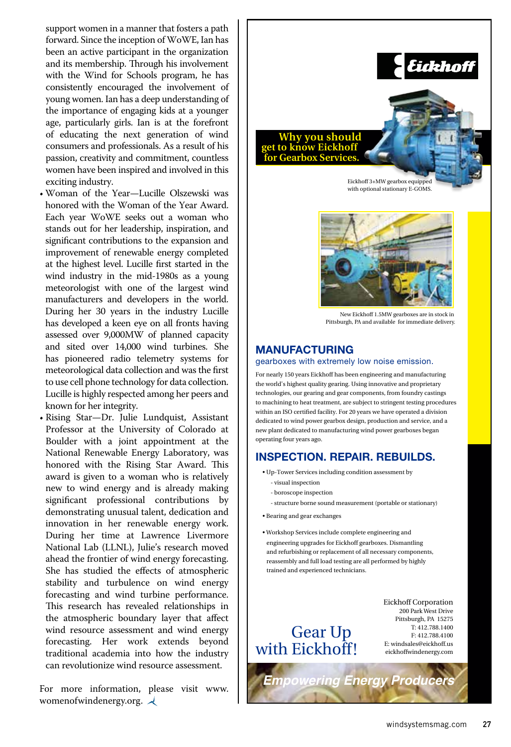support women in a manner that fosters a path forward. Since the inception of WoWE, Ian has been an active participant in the organization and its membership. Through his involvement with the Wind for Schools program, he has consistently encouraged the involvement of young women. Ian has a deep understanding of the importance of engaging kids at a younger age, particularly girls. Ian is at the forefront of educating the next generation of wind consumers and professionals. As a result of his passion, creativity and commitment, countless women have been inspired and involved in this exciting industry.

- Woman of the Year—Lucille Olszewski was honored with the Woman of the Year Award. Each year WoWE seeks out a woman who stands out for her leadership, inspiration, and significant contributions to the expansion and improvement of renewable energy completed at the highest level. Lucille first started in the wind industry in the mid-1980s as a young meteorologist with one of the largest wind manufacturers and developers in the world. During her 30 years in the industry Lucille has developed a keen eye on all fronts having assessed over 9,000MW of planned capacity and sited over 14,000 wind turbines. She has pioneered radio telemetry systems for meteorological data collection and was the first to use cell phone technology for data collection. Lucille is highly respected among her peers and known for her integrity.
- Rising Star—Dr. Julie Lundquist, Assistant Professor at the University of Colorado at Boulder with a joint appointment at the National Renewable Energy Laboratory, was honored with the Rising Star Award. This award is given to a woman who is relatively new to wind energy and is already making significant professional contributions by demonstrating unusual talent, dedication and innovation in her renewable energy work. During her time at Lawrence Livermore National Lab (LLNL), Julie's research moved ahead the frontier of wind energy forecasting. She has studied the effects of atmospheric stability and turbulence on wind energy forecasting and wind turbine performance. This research has revealed relationships in the atmospheric boundary layer that affect wind resource assessment and wind energy forecasting. Her work extends beyond traditional academia into how the industry can revolutionize wind resource assessment.

For more information, please visit www.womenofwindenergy.org.

Eickhoff

**Why you should get to know Eickhoff for Gearbox Services.**

Eickhoff 3+MW gearbox equipped with optional stationary E-GOMS.

New Eickhoff 1.5MW gearboxes are in stock in Pittsburgh, PA and available for immediate delivery.

## MANUFACTURING

gearboxes with extremely low noise emission.

For nearly 150 years Eickhoff has been engineering and manufacturing the world's highest quality gearing. Using innovative and proprietary technologies, our gearing and gear components, from foundry castings to machining to heat treatment, are subject to stringent testing procedures within an ISO certified facility. For 20 years we have operated a division dedicated to wind power gearbox design, production and service, and a new plant dedicated to manufacturing wind power gearboxes began operating four years ago.

## INSPECTION. REPAIR. REBUILDS.

- Up-Tower Services including condition assessment by
  - visual inspection
  - boroscope inspection
  - structure borne sound measurement (portable or stationary)
- Bearing and gear exchanges
- Workshop Services include complete engineering and engineering upgrades for Eickhoff gearboxes. Dismantling and refurbishing or replacement of all necessary components, reassembly and full load testing are all performed by highly trained and experienced technicians.

Gear Up with Eickhoff!

Eickhoff Corporation
200 Park West Drive
Pittsburgh, PA 15275
T: 412.788.1400
F: 412.788.4100
E: windsales@eickhoff.us
eickhoffwindenergy.com

*Empowering Energy Producers*